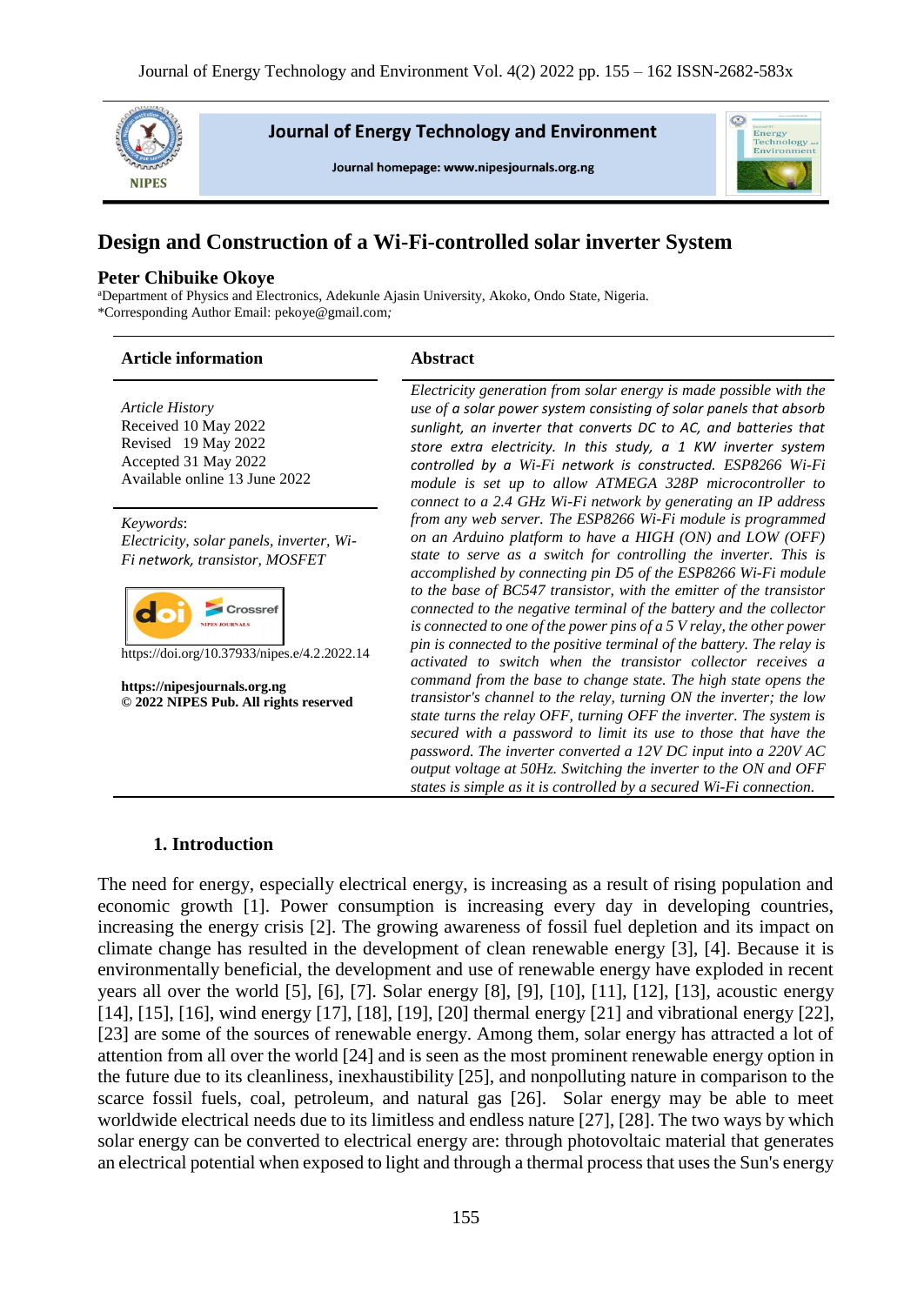# Design and Construction of a Wi-Fi-controlled solar inverter System

**Peter Chibuike Okoye**

[a]Department of Physics and Electronics, Adekunle Ajasin University, Akoko, Ondo State, Nigeria.
*Corresponding Author Email: pekoye@gmail.com;

**Article information**

*Article History*
Received 10 May 2022
Revised 19 May 2022
Accepted 31 May 2022
Available online 13 June 2022

*Keywords*:
*Electricity, solar panels, inverter, Wi-Fi network, transistor, MOSFET*

https://doi.org/10.37933/nipes.e/4.2.2022.14

**https://nipesjournals.org.ng**
**© 2022 NIPES Pub. All rights reserved**

**Abstract**

*Electricity generation from solar energy is made possible with the use of a solar power system consisting of solar panels that absorb sunlight, an inverter that converts DC to AC, and batteries that store extra electricity. In this study, a 1 KW inverter system controlled by a Wi-Fi network is constructed. ESP8266 Wi-Fi module is set up to allow ATMEGA 328P microcontroller to connect to a 2.4 GHz Wi-Fi network by generating an IP address from any web server. The ESP8266 Wi-Fi module is programmed on an Arduino platform to have a HIGH (ON) and LOW (OFF) state to serve as a switch for controlling the inverter. This is accomplished by connecting pin D5 of the ESP8266 Wi-Fi module to the base of BC547 transistor, with the emitter of the transistor connected to the negative terminal of the battery and the collector is connected to one of the power pins of a 5 V relay, the other power pin is connected to the positive terminal of the battery. The relay is activated to switch when the transistor collector receives a command from the base to change state. The high state opens the transistor's channel to the relay, turning ON the inverter; the low state turns the relay OFF, turning OFF the inverter. The system is secured with a password to limit its use to those that have the password. The inverter converted a 12V DC input into a 220V AC output voltage at 50Hz. Switching the inverter to the ON and OFF states is simple as it is controlled by a secured Wi-Fi connection.*

## 1. Introduction

The need for energy, especially electrical energy, is increasing as a result of rising population and economic growth [1]. Power consumption is increasing every day in developing countries, increasing the energy crisis [2]. The growing awareness of fossil fuel depletion and its impact on climate change has resulted in the development of clean renewable energy [3], [4]. Because it is environmentally beneficial, the development and use of renewable energy have exploded in recent years all over the world [5], [6], [7]. Solar energy [8], [9], [10], [11], [12], [13], acoustic energy [14], [15], [16], wind energy [17], [18], [19], [20] thermal energy [21] and vibrational energy [22], [23] are some of the sources of renewable energy. Among them, solar energy has attracted a lot of attention from all over the world [24] and is seen as the most prominent renewable energy option in the future due to its cleanliness, inexhaustibility [25], and nonpolluting nature in comparison to the scarce fossil fuels, coal, petroleum, and natural gas [26]. Solar energy may be able to meet worldwide electrical needs due to its limitless and endless nature [27], [28]. The two ways by which solar energy can be converted to electrical energy are: through photovoltaic material that generates an electrical potential when exposed to light and through a thermal process that uses the Sun's energy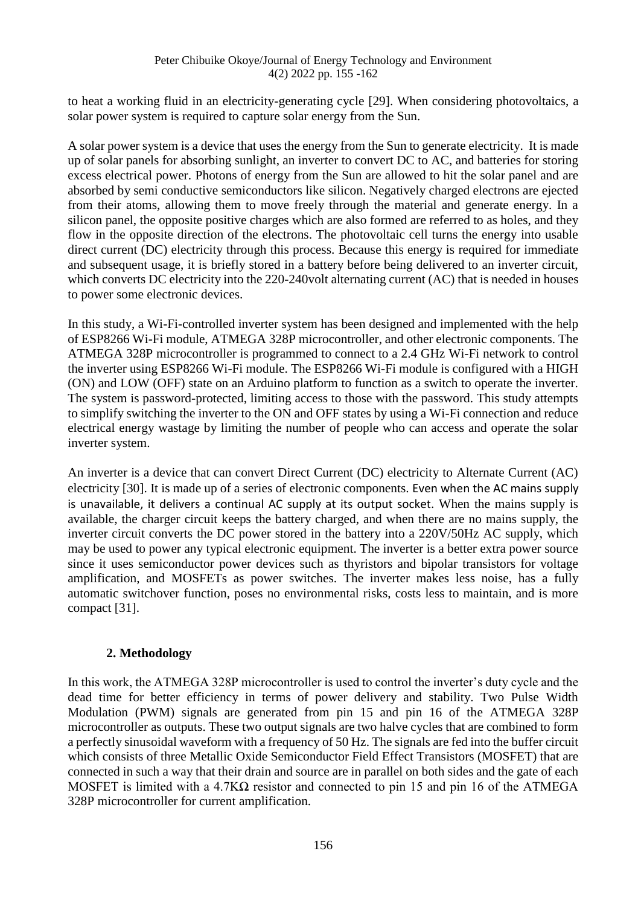to heat a working fluid in an electricity-generating cycle [29]. When considering photovoltaics, a solar power system is required to capture solar energy from the Sun.

A solar power system is a device that uses the energy from the Sun to generate electricity. It is made up of solar panels for absorbing sunlight, an inverter to convert DC to AC, and batteries for storing excess electrical power. Photons of energy from the Sun are allowed to hit the solar panel and are absorbed by semi conductive semiconductors like silicon. Negatively charged electrons are ejected from their atoms, allowing them to move freely through the material and generate energy. In a silicon panel, the opposite positive charges which are also formed are referred to as holes, and they flow in the opposite direction of the electrons. The photovoltaic cell turns the energy into usable direct current (DC) electricity through this process. Because this energy is required for immediate and subsequent usage, it is briefly stored in a battery before being delivered to an inverter circuit, which converts DC electricity into the 220-240volt alternating current (AC) that is needed in houses to power some electronic devices.

In this study, a Wi-Fi-controlled inverter system has been designed and implemented with the help of ESP8266 Wi-Fi module, ATMEGA 328P microcontroller, and other electronic components. The ATMEGA 328P microcontroller is programmed to connect to a 2.4 GHz Wi-Fi network to control the inverter using ESP8266 Wi-Fi module. The ESP8266 Wi-Fi module is configured with a HIGH (ON) and LOW (OFF) state on an Arduino platform to function as a switch to operate the inverter. The system is password-protected, limiting access to those with the password. This study attempts to simplify switching the inverter to the ON and OFF states by using a Wi-Fi connection and reduce electrical energy wastage by limiting the number of people who can access and operate the solar inverter system.

An inverter is a device that can convert Direct Current (DC) electricity to Alternate Current (AC) electricity [30]. It is made up of a series of electronic components. Even when the AC mains supply is unavailable, it delivers a continual AC supply at its output socket. When the mains supply is available, the charger circuit keeps the battery charged, and when there are no mains supply, the inverter circuit converts the DC power stored in the battery into a 220V/50Hz AC supply, which may be used to power any typical electronic equipment. The inverter is a better extra power source since it uses semiconductor power devices such as thyristors and bipolar transistors for voltage amplification, and MOSFETs as power switches. The inverter makes less noise, has a fully automatic switchover function, poses no environmental risks, costs less to maintain, and is more compact [31].

## 2. Methodology

In this work, the ATMEGA 328P microcontroller is used to control the inverter's duty cycle and the dead time for better efficiency in terms of power delivery and stability. Two Pulse Width Modulation (PWM) signals are generated from pin 15 and pin 16 of the ATMEGA 328P microcontroller as outputs. These two output signals are two halve cycles that are combined to form a perfectly sinusoidal waveform with a frequency of 50 Hz. The signals are fed into the buffer circuit which consists of three Metallic Oxide Semiconductor Field Effect Transistors (MOSFET) that are connected in such a way that their drain and source are in parallel on both sides and the gate of each MOSFET is limited with a 4.7KΩ resistor and connected to pin 15 and pin 16 of the ATMEGA 328P microcontroller for current amplification.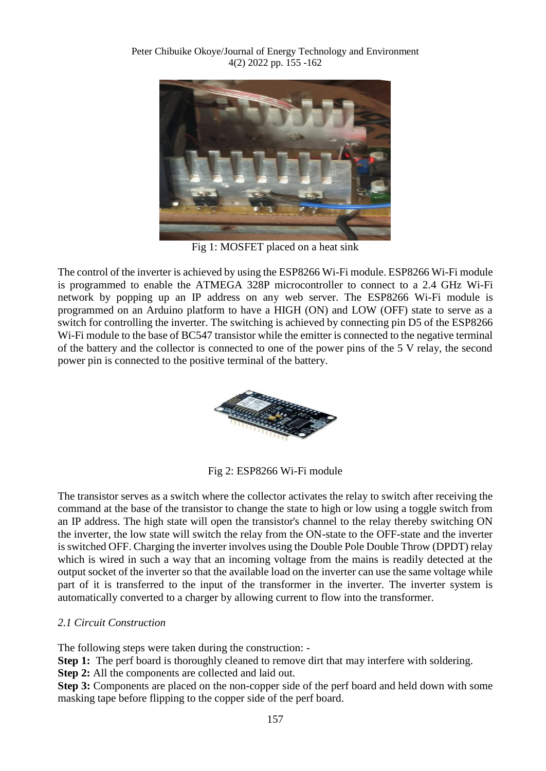Fig 1: MOSFET placed on a heat sink

The control of the inverter is achieved by using the ESP8266 Wi-Fi module. ESP8266 Wi-Fi module is programmed to enable the ATMEGA 328P microcontroller to connect to a 2.4 GHz Wi-Fi network by popping up an IP address on any web server. The ESP8266 Wi-Fi module is programmed on an Arduino platform to have a HIGH (ON) and LOW (OFF) state to serve as a switch for controlling the inverter. The switching is achieved by connecting pin D5 of the ESP8266 Wi-Fi module to the base of BC547 transistor while the emitter is connected to the negative terminal of the battery and the collector is connected to one of the power pins of the 5 V relay, the second power pin is connected to the positive terminal of the battery.

Fig 2: ESP8266 Wi-Fi module

The transistor serves as a switch where the collector activates the relay to switch after receiving the command at the base of the transistor to change the state to high or low using a toggle switch from an IP address. The high state will open the transistor's channel to the relay thereby switching ON the inverter, the low state will switch the relay from the ON-state to the OFF-state and the inverter is switched OFF. Charging the inverter involves using the Double Pole Double Throw (DPDT) relay which is wired in such a way that an incoming voltage from the mains is readily detected at the output socket of the inverter so that the available load on the inverter can use the same voltage while part of it is transferred to the input of the transformer in the inverter. The inverter system is automatically converted to a charger by allowing current to flow into the transformer.

### *2.1 Circuit Construction*

The following steps were taken during the construction: -

**Step 1:** The perf board is thoroughly cleaned to remove dirt that may interfere with soldering.

**Step 2:** All the components are collected and laid out.

**Step 3:** Components are placed on the non-copper side of the perf board and held down with some masking tape before flipping to the copper side of the perf board.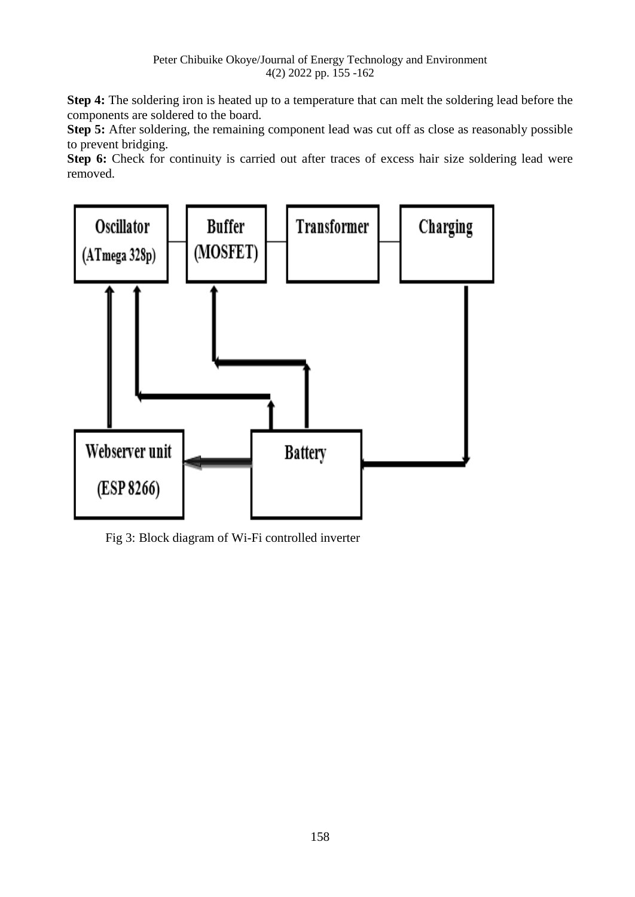**Step 4:** The soldering iron is heated up to a temperature that can melt the soldering lead before the components are soldered to the board.

**Step 5:** After soldering, the remaining component lead was cut off as close as reasonably possible to prevent bridging.

**Step 6:** Check for continuity is carried out after traces of excess hair size soldering lead were removed.

Fig 3: Block diagram of Wi-Fi controlled inverter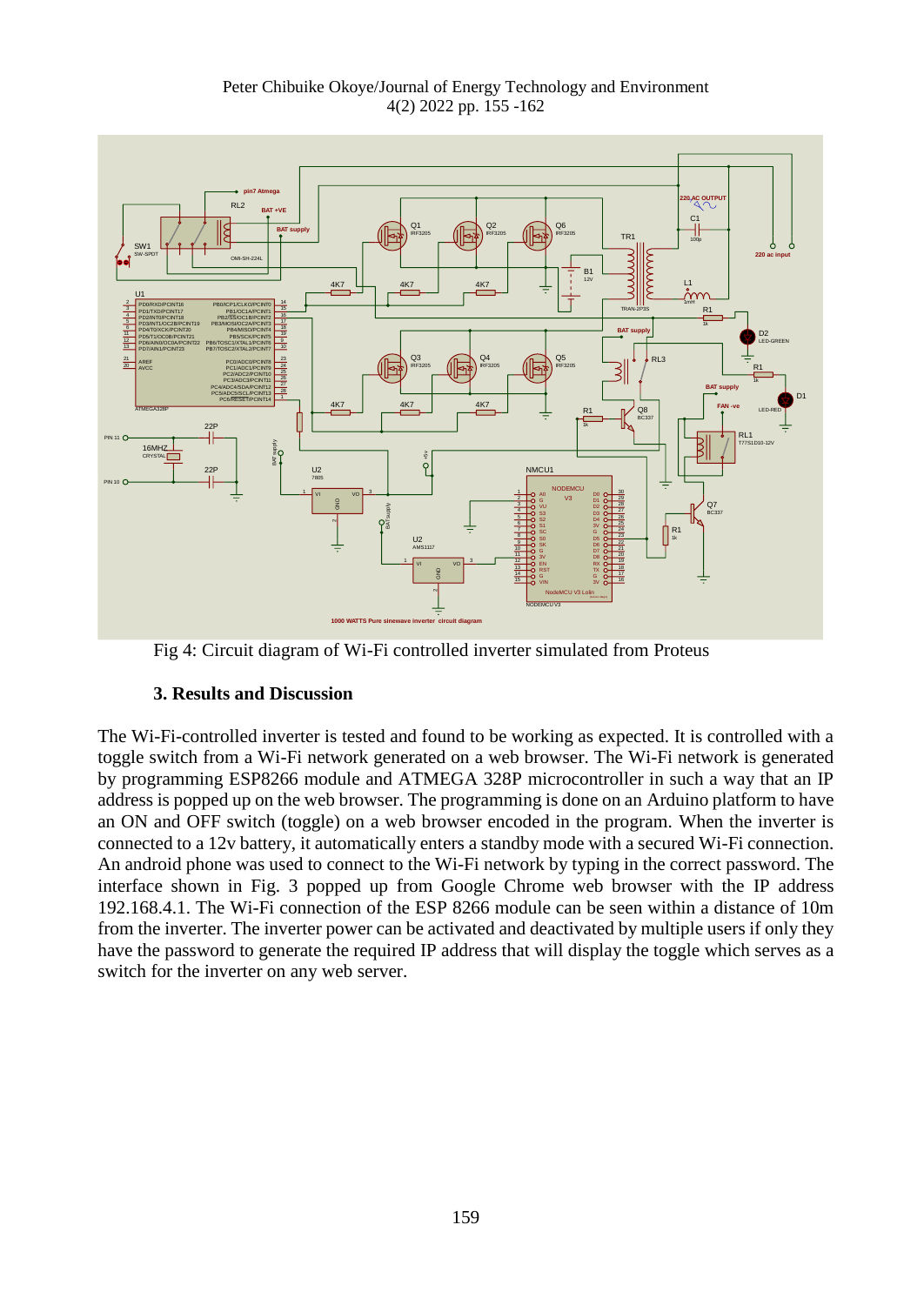Fig 4: Circuit diagram of Wi-Fi controlled inverter simulated from Proteus

## 3. Results and Discussion

The Wi-Fi-controlled inverter is tested and found to be working as expected. It is controlled with a toggle switch from a Wi-Fi network generated on a web browser. The Wi-Fi network is generated by programming ESP8266 module and ATMEGA 328P microcontroller in such a way that an IP address is popped up on the web browser. The programming is done on an Arduino platform to have an ON and OFF switch (toggle) on a web browser encoded in the program. When the inverter is connected to a 12v battery, it automatically enters a standby mode with a secured Wi-Fi connection. An android phone was used to connect to the Wi-Fi network by typing in the correct password. The interface shown in Fig. 3 popped up from Google Chrome web browser with the IP address 192.168.4.1. The Wi-Fi connection of the ESP 8266 module can be seen within a distance of 10m from the inverter. The inverter power can be activated and deactivated by multiple users if only they have the password to generate the required IP address that will display the toggle which serves as a switch for the inverter on any web server.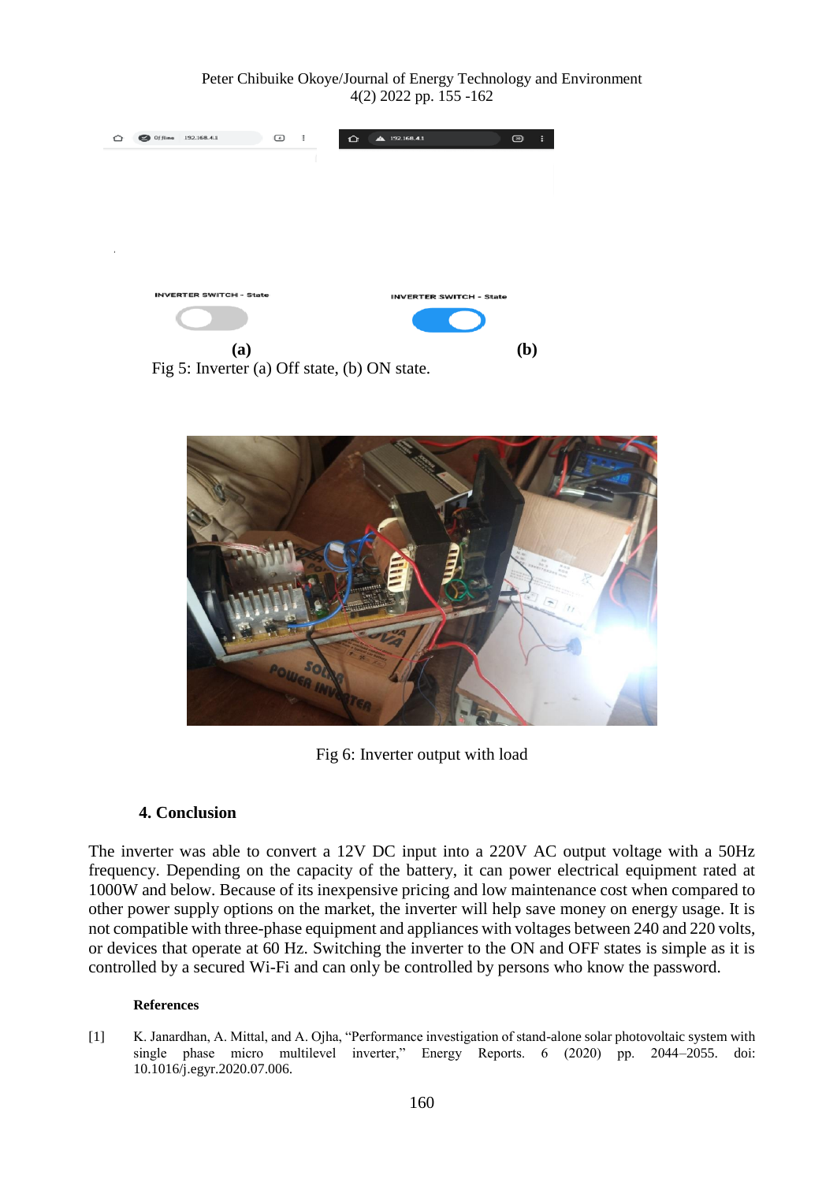INVERTER SWITCH - State

INVERTER SWITCH - State

(a) (b)

Fig 5: Inverter (a) Off state, (b) ON state.

Fig 6: Inverter output with load

## 4. Conclusion

The inverter was able to convert a 12V DC input into a 220V AC output voltage with a 50Hz frequency. Depending on the capacity of the battery, it can power electrical equipment rated at 1000W and below. Because of its inexpensive pricing and low maintenance cost when compared to other power supply options on the market, the inverter will help save money on energy usage. It is not compatible with three-phase equipment and appliances with voltages between 240 and 220 volts, or devices that operate at 60 Hz. Switching the inverter to the ON and OFF states is simple as it is controlled by a secured Wi-Fi and can only be controlled by persons who know the password.

### References

[1] K. Janardhan, A. Mittal, and A. Ojha, "Performance investigation of stand-alone solar photovoltaic system with single phase micro multilevel inverter," Energy Reports. 6 (2020) pp. 2044–2055. doi: 10.1016/j.egyr.2020.07.006.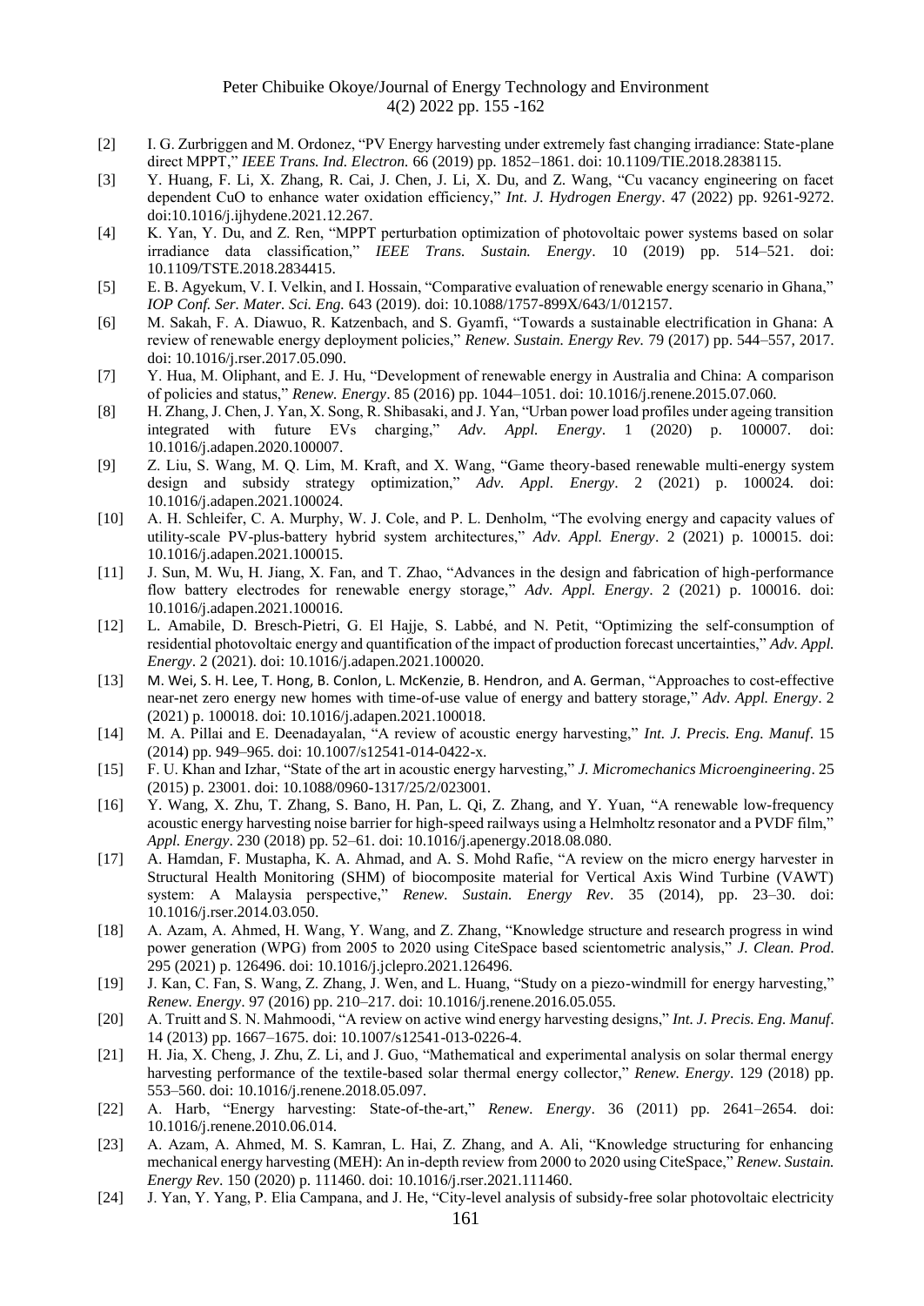[2] I. G. Zurbriggen and M. Ordonez, "PV Energy harvesting under extremely fast changing irradiance: State-plane direct MPPT," *IEEE Trans. Ind. Electron.* 66 (2019) pp. 1852–1861. doi: 10.1109/TIE.2018.2838115.

[3] Y. Huang, F. Li, X. Zhang, R. Cai, J. Chen, J. Li, X. Du, and Z. Wang, "Cu vacancy engineering on facet dependent CuO to enhance water oxidation efficiency," *Int. J. Hydrogen Energy*. 47 (2022) pp. 9261-9272. doi:10.1016/j.ijhydene.2021.12.267.

[4] K. Yan, Y. Du, and Z. Ren, "MPPT perturbation optimization of photovoltaic power systems based on solar irradiance data classification," *IEEE Trans. Sustain. Energy*. 10 (2019) pp. 514–521. doi: 10.1109/TSTE.2018.2834415.

[5] E. B. Agyekum, V. I. Velkin, and I. Hossain, "Comparative evaluation of renewable energy scenario in Ghana," *IOP Conf. Ser. Mater. Sci. Eng.* 643 (2019). doi: 10.1088/1757-899X/643/1/012157.

[6] M. Sakah, F. A. Diawuo, R. Katzenbach, and S. Gyamfi, "Towards a sustainable electrification in Ghana: A review of renewable energy deployment policies," *Renew. Sustain. Energy Rev.* 79 (2017) pp. 544–557, 2017. doi: 10.1016/j.rser.2017.05.090.

[7] Y. Hua, M. Oliphant, and E. J. Hu, "Development of renewable energy in Australia and China: A comparison of policies and status," *Renew. Energy*. 85 (2016) pp. 1044–1051. doi: 10.1016/j.renene.2015.07.060.

[8] H. Zhang, J. Chen, J. Yan, X. Song, R. Shibasaki, and J. Yan, "Urban power load profiles under ageing transition integrated with future EVs charging," *Adv. Appl. Energy*. 1 (2020) p. 100007. doi: 10.1016/j.adapen.2020.100007.

[9] Z. Liu, S. Wang, M. Q. Lim, M. Kraft, and X. Wang, "Game theory-based renewable multi-energy system design and subsidy strategy optimization," *Adv. Appl. Energy*. 2 (2021) p. 100024. doi: 10.1016/j.adapen.2021.100024.

[10] A. H. Schleifer, C. A. Murphy, W. J. Cole, and P. L. Denholm, "The evolving energy and capacity values of utility-scale PV-plus-battery hybrid system architectures," *Adv. Appl. Energy*. 2 (2021) p. 100015. doi: 10.1016/j.adapen.2021.100015.

[11] J. Sun, M. Wu, H. Jiang, X. Fan, and T. Zhao, "Advances in the design and fabrication of high-performance flow battery electrodes for renewable energy storage," *Adv. Appl. Energy*. 2 (2021) p. 100016. doi: 10.1016/j.adapen.2021.100016.

[12] L. Amabile, D. Bresch-Pietri, G. El Hajje, S. Labbé, and N. Petit, "Optimizing the self-consumption of residential photovoltaic energy and quantification of the impact of production forecast uncertainties," *Adv. Appl. Energy*. 2 (2021). doi: 10.1016/j.adapen.2021.100020.

[13] M. Wei, S. H. Lee, T. Hong, B. Conlon, L. McKenzie, B. Hendron, and A. German, "Approaches to cost-effective near-net zero energy new homes with time-of-use value of energy and battery storage," *Adv. Appl. Energy*. 2 (2021) p. 100018. doi: 10.1016/j.adapen.2021.100018.

[14] M. A. Pillai and E. Deenadayalan, "A review of acoustic energy harvesting," *Int. J. Precis. Eng. Manuf*. 15 (2014) pp. 949–965. doi: 10.1007/s12541-014-0422-x.

[15] F. U. Khan and Izhar, "State of the art in acoustic energy harvesting," *J. Micromechanics Microengineering*. 25 (2015) p. 23001. doi: 10.1088/0960-1317/25/2/023001.

[16] Y. Wang, X. Zhu, T. Zhang, S. Bano, H. Pan, L. Qi, Z. Zhang, and Y. Yuan, "A renewable low-frequency acoustic energy harvesting noise barrier for high-speed railways using a Helmholtz resonator and a PVDF film," *Appl. Energy*. 230 (2018) pp. 52–61. doi: 10.1016/j.apenergy.2018.08.080.

[17] A. Hamdan, F. Mustapha, K. A. Ahmad, and A. S. Mohd Rafie, "A review on the micro energy harvester in Structural Health Monitoring (SHM) of biocomposite material for Vertical Axis Wind Turbine (VAWT) system: A Malaysia perspective," *Renew. Sustain. Energy Rev*. 35 (2014), pp. 23–30. doi: 10.1016/j.rser.2014.03.050.

[18] A. Azam, A. Ahmed, H. Wang, Y. Wang, and Z. Zhang, "Knowledge structure and research progress in wind power generation (WPG) from 2005 to 2020 using CiteSpace based scientometric analysis," *J. Clean. Prod.* 295 (2021) p. 126496. doi: 10.1016/j.jclepro.2021.126496.

[19] J. Kan, C. Fan, S. Wang, Z. Zhang, J. Wen, and L. Huang, "Study on a piezo-windmill for energy harvesting," *Renew. Energy*. 97 (2016) pp. 210–217. doi: 10.1016/j.renene.2016.05.055.

[20] A. Truitt and S. N. Mahmoodi, "A review on active wind energy harvesting designs," *Int. J. Precis. Eng. Manuf*. 14 (2013) pp. 1667–1675. doi: 10.1007/s12541-013-0226-4.

[21] H. Jia, X. Cheng, J. Zhu, Z. Li, and J. Guo, "Mathematical and experimental analysis on solar thermal energy harvesting performance of the textile-based solar thermal energy collector," *Renew. Energy*. 129 (2018) pp. 553–560. doi: 10.1016/j.renene.2018.05.097.

[22] A. Harb, "Energy harvesting: State-of-the-art," *Renew. Energy*. 36 (2011) pp. 2641–2654. doi: 10.1016/j.renene.2010.06.014.

[23] A. Azam, A. Ahmed, M. S. Kamran, L. Hai, Z. Zhang, and A. Ali, "Knowledge structuring for enhancing mechanical energy harvesting (MEH): An in-depth review from 2000 to 2020 using CiteSpace," *Renew. Sustain. Energy Rev*. 150 (2020) p. 111460. doi: 10.1016/j.rser.2021.111460.

[24] J. Yan, Y. Yang, P. Elia Campana, and J. He, "City-level analysis of subsidy-free solar photovoltaic electricity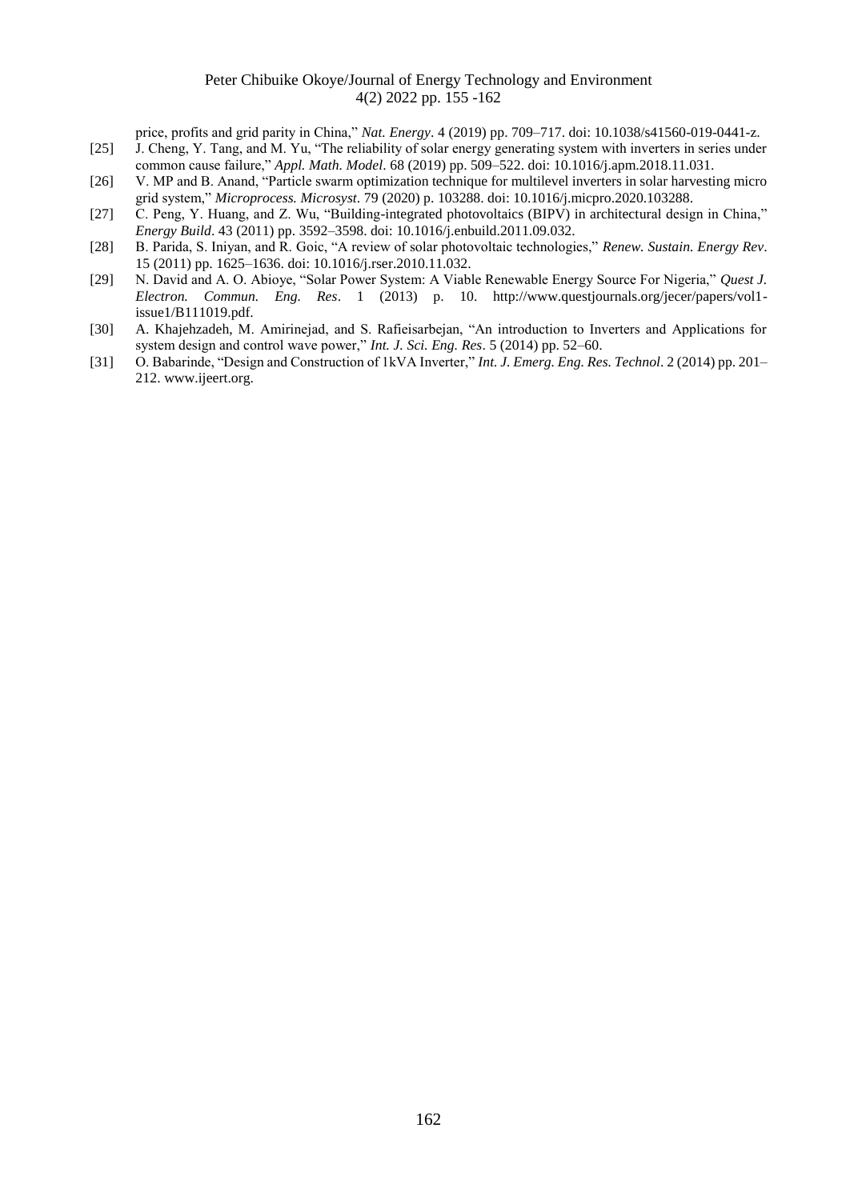price, profits and grid parity in China," *Nat. Energy*. 4 (2019) pp. 709–717. doi: 10.1038/s41560-019-0441-z.

[25] J. Cheng, Y. Tang, and M. Yu, "The reliability of solar energy generating system with inverters in series under common cause failure," *Appl. Math. Model*. 68 (2019) pp. 509–522. doi: 10.1016/j.apm.2018.11.031.

[26] V. MP and B. Anand, "Particle swarm optimization technique for multilevel inverters in solar harvesting micro grid system," *Microprocess. Microsyst*. 79 (2020) p. 103288. doi: 10.1016/j.micpro.2020.103288.

[27] C. Peng, Y. Huang, and Z. Wu, "Building-integrated photovoltaics (BIPV) in architectural design in China," *Energy Build*. 43 (2011) pp. 3592–3598. doi: 10.1016/j.enbuild.2011.09.032.

[28] B. Parida, S. Iniyan, and R. Goic, "A review of solar photovoltaic technologies," *Renew. Sustain. Energy Rev*. 15 (2011) pp. 1625–1636. doi: 10.1016/j.rser.2010.11.032.

[29] N. David and A. O. Abioye, "Solar Power System: A Viable Renewable Energy Source For Nigeria," *Quest J. Electron. Commun. Eng. Res*. 1 (2013) p. 10. http://www.questjournals.org/jecer/papers/vol1-issue1/B111019.pdf.

[30] A. Khajehzadeh, M. Amirinejad, and S. Rafieisarbejan, "An introduction to Inverters and Applications for system design and control wave power," *Int. J. Sci. Eng. Res*. 5 (2014) pp. 52–60.

[31] O. Babarinde, "Design and Construction of 1kVA Inverter," *Int. J. Emerg. Eng. Res. Technol*. 2 (2014) pp. 201–212. www.ijeert.org.